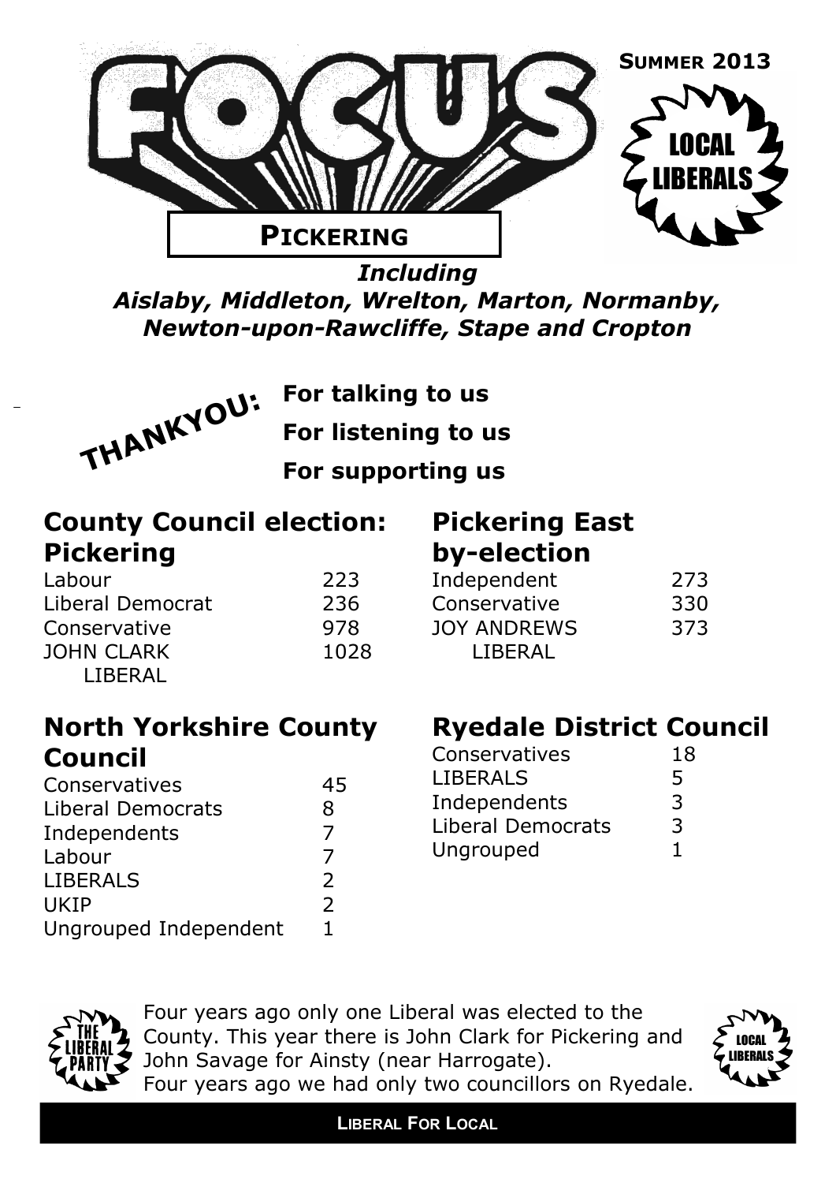# FOCUS

**SUMMER 2013**

LOCAL LIBERALS

## PICKERING

***Including***
***Aislaby, Middleton, Wrelton, Marton, Normanby, Newton-upon-Rawcliffe, Stape and Cropton***

**THANKYOU:**

**For talking to us**
**For listening to us**
**For supporting us**

## County Council election: Pickering

| | |
|---|---|
| Labour | 223 |
| Liberal Democrat | 236 |
| Conservative | 978 |
| JOHN CLARK LIBERAL | 1028 |

## Pickering East by-election

| | |
|---|---|
| Independent | 273 |
| Conservative | 330 |
| JOY ANDREWS LIBERAL | 373 |

## North Yorkshire County Council

| | |
|---|---|
| Conservatives | 45 |
| Liberal Democrats | 8 |
| Independents | 7 |
| Labour | 7 |
| LIBERALS | 2 |
| UKIP | 2 |
| Ungrouped Independent | 1 |

## Ryedale District Council

| | |
|---|---|
| Conservatives | 18 |
| LIBERALS | 5 |
| Independents | 3 |
| Liberal Democrats | 3 |
| Ungrouped | 1 |

THE LIBERAL PARTY

Four years ago only one Liberal was elected to the County. This year there is John Clark for Pickering and John Savage for Ainsty (near Harrogate).
Four years ago we had only two councillors on Ryedale.

LOCAL LIBERALS

**LIBERAL FOR LOCAL**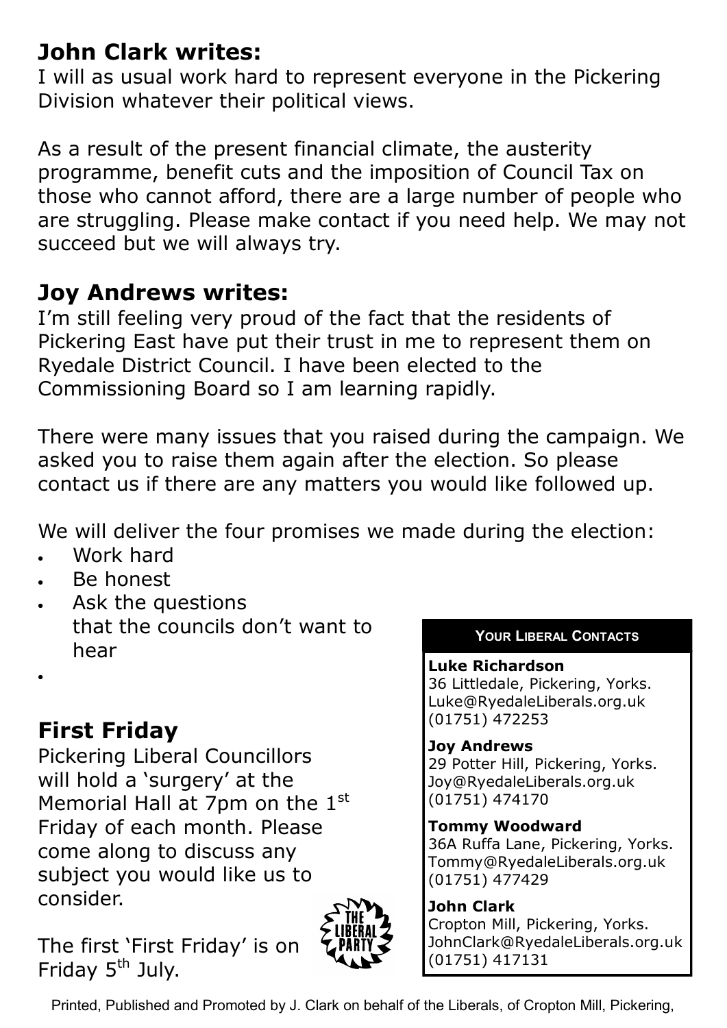## John Clark writes:

I will as usual work hard to represent everyone in the Pickering Division whatever their political views.

As a result of the present financial climate, the austerity programme, benefit cuts and the imposition of Council Tax on those who cannot afford, there are a large number of people who are struggling. Please make contact if you need help. We may not succeed but we will always try.

## Joy Andrews writes:

I'm still feeling very proud of the fact that the residents of Pickering East have put their trust in me to represent them on Ryedale District Council. I have been elected to the Commissioning Board so I am learning rapidly.

There were many issues that you raised during the campaign. We asked you to raise them again after the election. So please contact us if there are any matters you would like followed up.

We will deliver the four promises we made during the election:

- Work hard
- Be honest
- Ask the questions that the councils don't want to hear
-

## First Friday

Pickering Liberal Councillors will hold a 'surgery' at the Memorial Hall at 7pm on the 1st Friday of each month. Please come along to discuss any subject you would like us to consider.

The first 'First Friday' is on Friday 5th July.

THE LIBERAL PARTY

### Your Liberal Contacts

**Luke Richardson**
36 Littledale, Pickering, Yorks.
Luke@RyedaleLiberals.org.uk
(01751) 472253

**Joy Andrews**
29 Potter Hill, Pickering, Yorks.
Joy@RyedaleLiberals.org.uk
(01751) 474170

**Tommy Woodward**
36A Ruffa Lane, Pickering, Yorks.
Tommy@RyedaleLiberals.org.uk
(01751) 477429

**John Clark**
Cropton Mill, Pickering, Yorks.
JohnClark@RyedaleLiberals.org.uk
(01751) 417131

Printed, Published and Promoted by J. Clark on behalf of the Liberals, of Cropton Mill, Pickering,